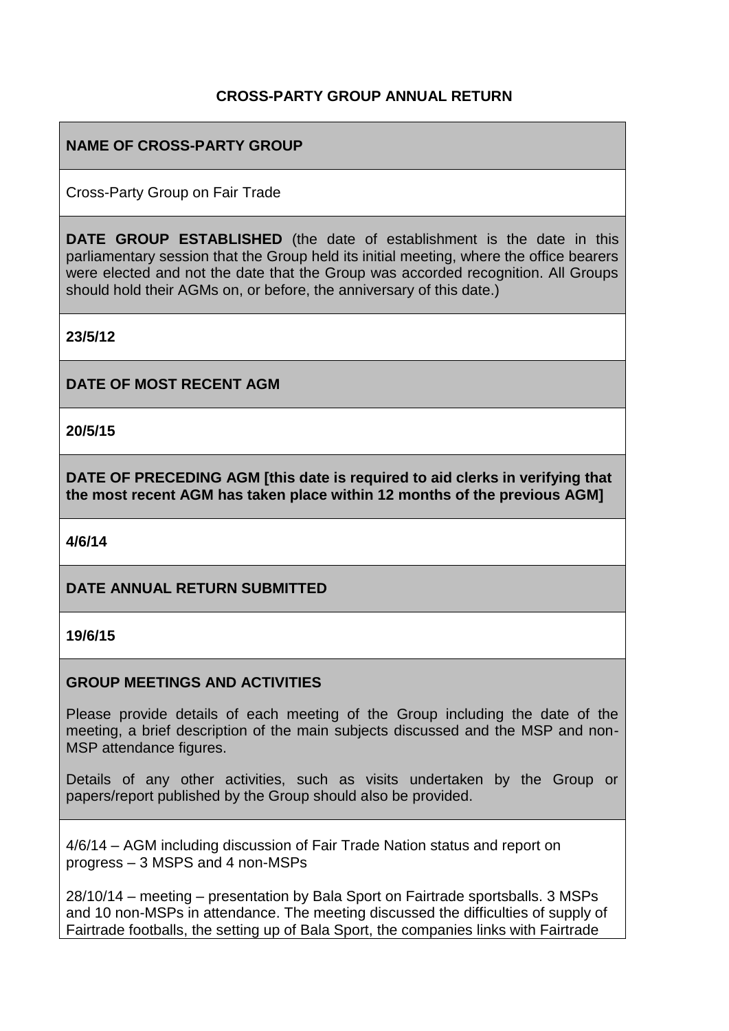**CROSS-PARTY GROUP ANNUAL RETURN**

**NAME OF CROSS-PARTY GROUP**

Cross-Party Group on Fair Trade

**DATE GROUP ESTABLISHED** (the date of establishment is the date in this parliamentary session that the Group held its initial meeting, where the office bearers were elected and not the date that the Group was accorded recognition. All Groups should hold their AGMs on, or before, the anniversary of this date.)

**23/5/12**

**DATE OF MOST RECENT AGM**

**20/5/15**

**DATE OF PRECEDING AGM [this date is required to aid clerks in verifying that the most recent AGM has taken place within 12 months of the previous AGM]**

**4/6/14**

**DATE ANNUAL RETURN SUBMITTED**

**19/6/15**

**GROUP MEETINGS AND ACTIVITIES**

Please provide details of each meeting of the Group including the date of the meeting, a brief description of the main subjects discussed and the MSP and non-MSP attendance figures.

Details of any other activities, such as visits undertaken by the Group or papers/report published by the Group should also be provided.

4/6/14 – AGM including discussion of Fair Trade Nation status and report on progress – 3 MSPS and 4 non-MSPs

28/10/14 – meeting – presentation by Bala Sport on Fairtrade sportsballs. 3 MSPs and 10 non-MSPs in attendance. The meeting discussed the difficulties of supply of Fairtrade footballs, the setting up of Bala Sport, the companies links with Fairtrade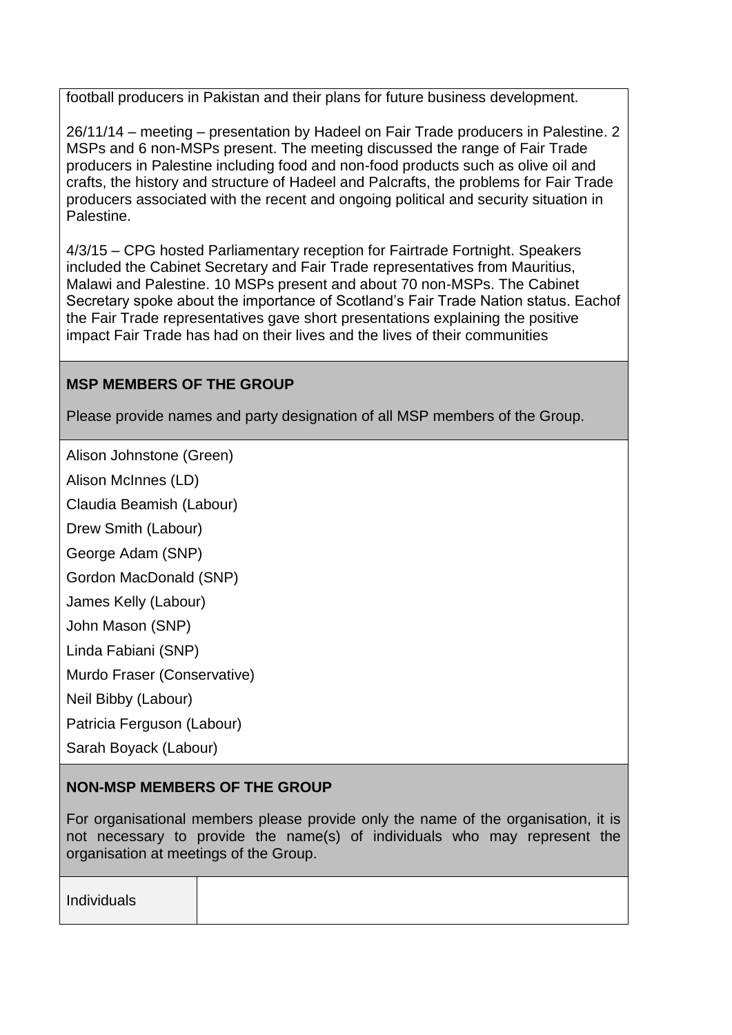football producers in Pakistan and their plans for future business development.

26/11/14 – meeting – presentation by Hadeel on Fair Trade producers in Palestine. 2 MSPs and 6 non-MSPs present. The meeting discussed the range of Fair Trade producers in Palestine including food and non-food products such as olive oil and crafts, the history and structure of Hadeel and Palcrafts, the problems for Fair Trade producers associated with the recent and ongoing political and security situation in Palestine.

4/3/15 – CPG hosted Parliamentary reception for Fairtrade Fortnight. Speakers included the Cabinet Secretary and Fair Trade representatives from Mauritius, Malawi and Palestine. 10 MSPs present and about 70 non-MSPs. The Cabinet Secretary spoke about the importance of Scotland's Fair Trade Nation status. Eachof the Fair Trade representatives gave short presentations explaining the positive impact Fair Trade has had on their lives and the lives of their communities

**MSP MEMBERS OF THE GROUP**

Please provide names and party designation of all MSP members of the Group.

Alison Johnstone (Green)

Alison McInnes (LD)

Claudia Beamish (Labour)

Drew Smith (Labour)

George Adam (SNP)

Gordon MacDonald (SNP)

James Kelly (Labour)

John Mason (SNP)

Linda Fabiani (SNP)

Murdo Fraser (Conservative)

Neil Bibby (Labour)

Patricia Ferguson (Labour)

Sarah Boyack (Labour)

**NON-MSP MEMBERS OF THE GROUP**

For organisational members please provide only the name of the organisation, it is not necessary to provide the name(s) of individuals who may represent the organisation at meetings of the Group.

| Individuals | |
|---|---|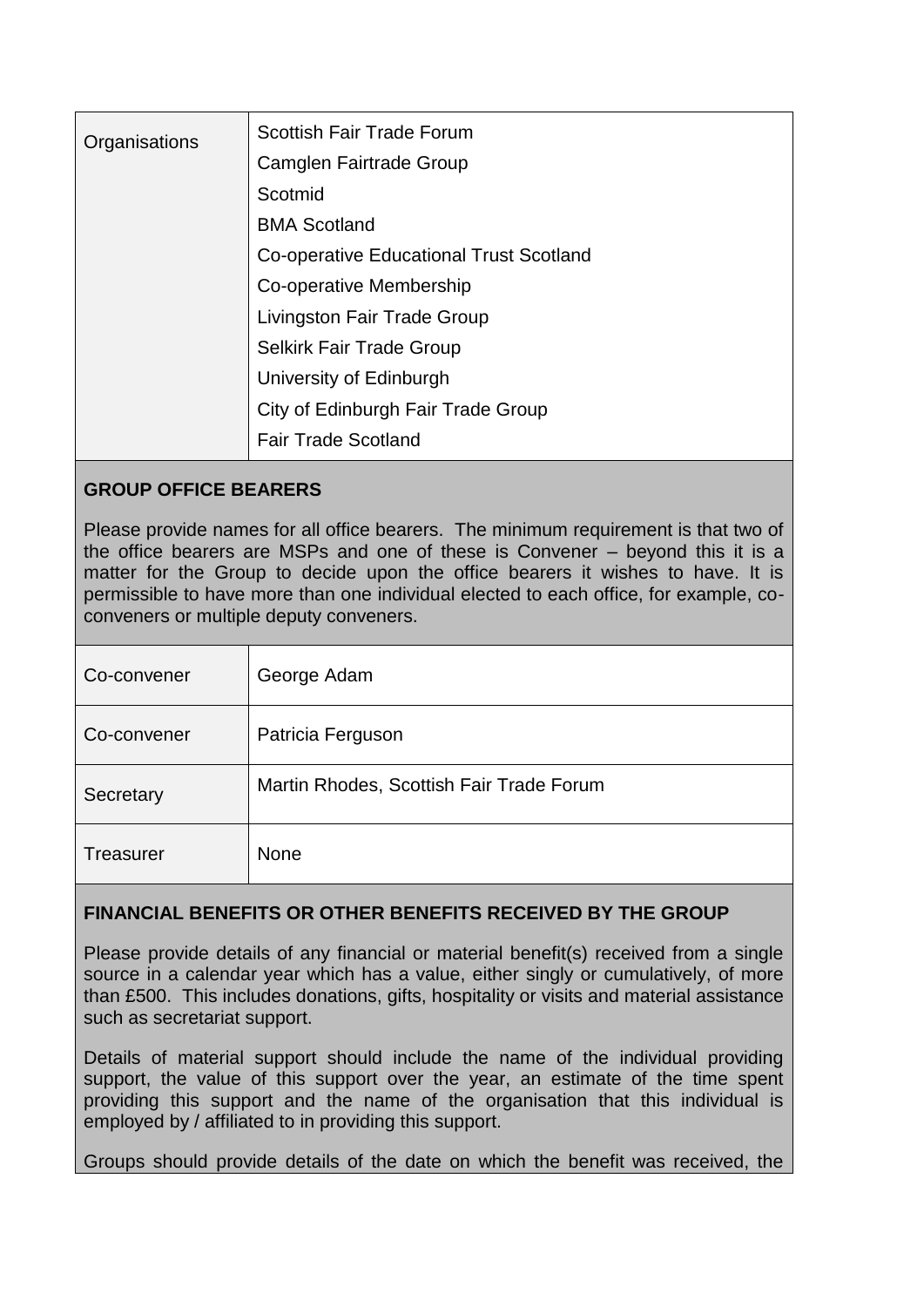| Organisations | Scottish Fair Trade Forum<br>Camglen Fairtrade Group<br>Scotmid<br>BMA Scotland<br>Co-operative Educational Trust Scotland<br>Co-operative Membership<br>Livingston Fair Trade Group<br>Selkirk Fair Trade Group<br>University of Edinburgh<br>City of Edinburgh Fair Trade Group<br>Fair Trade Scotland |
|---|---|

**GROUP OFFICE BEARERS**

Please provide names for all office bearers. The minimum requirement is that two of the office bearers are MSPs and one of these is Convener – beyond this it is a matter for the Group to decide upon the office bearers it wishes to have. It is permissible to have more than one individual elected to each office, for example, co-conveners or multiple deputy conveners.

| Co-convener | George Adam |
|---|---|
| Co-convener | Patricia Ferguson |
| Secretary | Martin Rhodes, Scottish Fair Trade Forum |
| Treasurer | None |

**FINANCIAL BENEFITS OR OTHER BENEFITS RECEIVED BY THE GROUP**

Please provide details of any financial or material benefit(s) received from a single source in a calendar year which has a value, either singly or cumulatively, of more than £500. This includes donations, gifts, hospitality or visits and material assistance such as secretariat support.

Details of material support should include the name of the individual providing support, the value of this support over the year, an estimate of the time spent providing this support and the name of the organisation that this individual is employed by / affiliated to in providing this support.

Groups should provide details of the date on which the benefit was received, the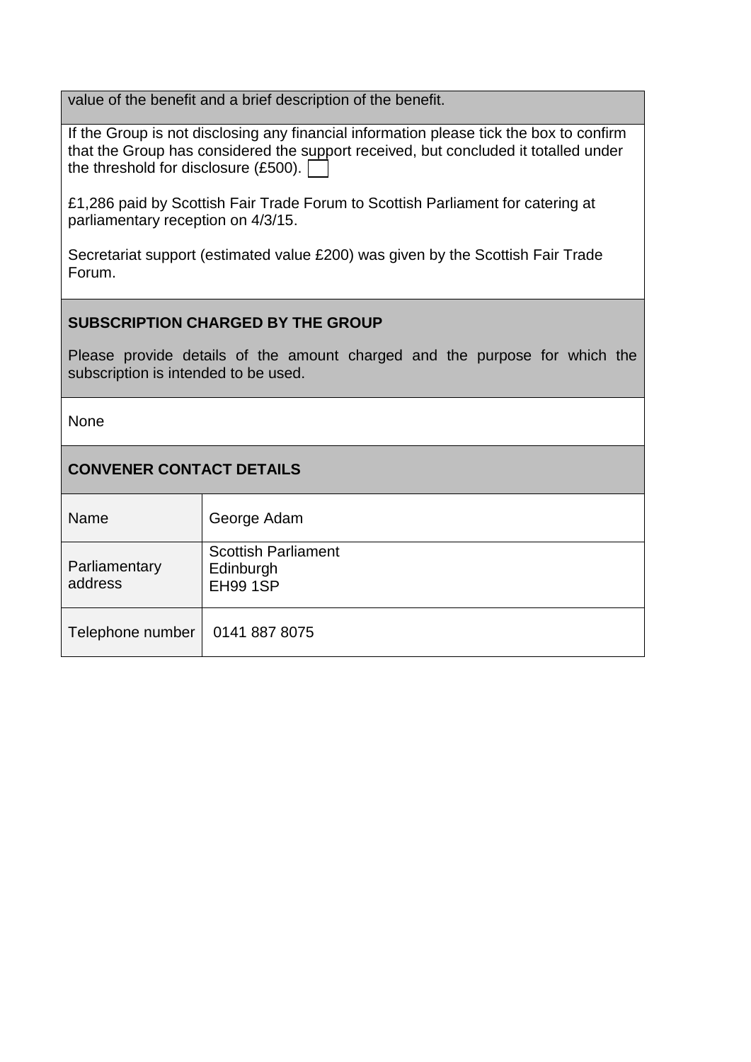value of the benefit and a brief description of the benefit.

If the Group is not disclosing any financial information please tick the box to confirm that the Group has considered the support received, but concluded it totalled under the threshold for disclosure (£500). ☐

£1,286 paid by Scottish Fair Trade Forum to Scottish Parliament for catering at parliamentary reception on 4/3/15.

Secretariat support (estimated value £200) was given by the Scottish Fair Trade Forum.

**SUBSCRIPTION CHARGED BY THE GROUP**

Please provide details of the amount charged and the purpose for which the subscription is intended to be used.

None

**CONVENER CONTACT DETAILS**

| | |
|---|---|
| Name | George Adam |
| Parliamentary address | Scottish Parliament<br>Edinburgh<br>EH99 1SP |
| Telephone number | 0141 887 8075 |